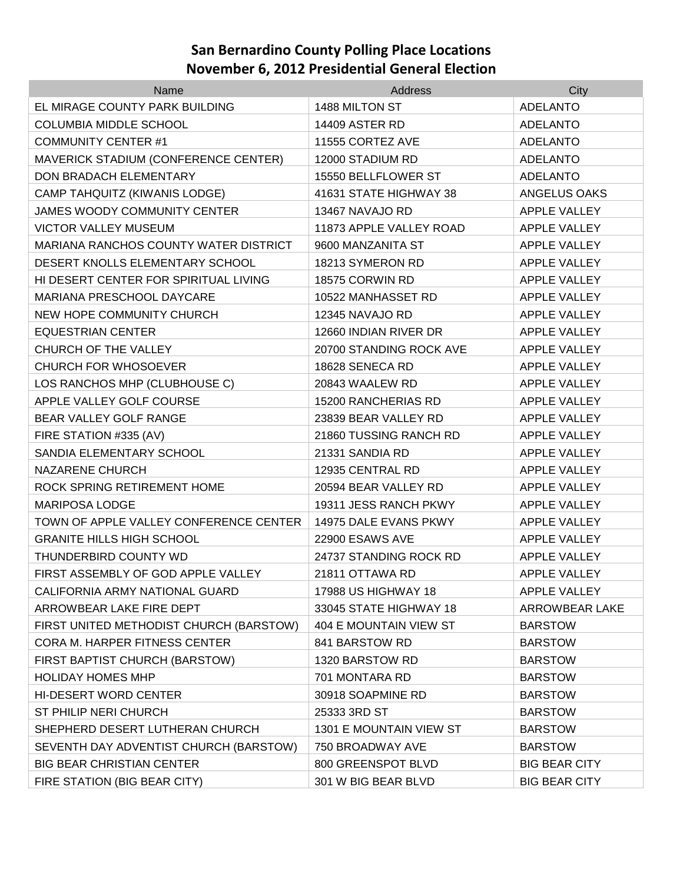# San Bernardino County Polling Place Locations
## November 6, 2012 Presidential General Election

| Name | Address | City |
|---|---|---|
| EL MIRAGE COUNTY PARK BUILDING | 1488 MILTON ST | ADELANTO |
| COLUMBIA MIDDLE SCHOOL | 14409 ASTER RD | ADELANTO |
| COMMUNITY CENTER #1 | 11555 CORTEZ AVE | ADELANTO |
| MAVERICK STADIUM (CONFERENCE CENTER) | 12000 STADIUM RD | ADELANTO |
| DON BRADACH ELEMENTARY | 15550 BELLFLOWER ST | ADELANTO |
| CAMP TAHQUITZ (KIWANIS LODGE) | 41631 STATE HIGHWAY 38 | ANGELUS OAKS |
| JAMES WOODY COMMUNITY CENTER | 13467 NAVAJO RD | APPLE VALLEY |
| VICTOR VALLEY MUSEUM | 11873 APPLE VALLEY ROAD | APPLE VALLEY |
| MARIANA RANCHOS COUNTY WATER DISTRICT | 9600 MANZANITA ST | APPLE VALLEY |
| DESERT KNOLLS ELEMENTARY SCHOOL | 18213 SYMERON RD | APPLE VALLEY |
| HI DESERT CENTER FOR SPIRITUAL LIVING | 18575 CORWIN RD | APPLE VALLEY |
| MARIANA PRESCHOOL DAYCARE | 10522 MANHASSET RD | APPLE VALLEY |
| NEW HOPE COMMUNITY CHURCH | 12345 NAVAJO RD | APPLE VALLEY |
| EQUESTRIAN CENTER | 12660 INDIAN RIVER DR | APPLE VALLEY |
| CHURCH OF THE VALLEY | 20700 STANDING ROCK AVE | APPLE VALLEY |
| CHURCH FOR WHOSOEVER | 18628 SENECA RD | APPLE VALLEY |
| LOS RANCHOS MHP (CLUBHOUSE C) | 20843 WAALEW RD | APPLE VALLEY |
| APPLE VALLEY GOLF COURSE | 15200 RANCHERIAS RD | APPLE VALLEY |
| BEAR VALLEY GOLF RANGE | 23839 BEAR VALLEY RD | APPLE VALLEY |
| FIRE STATION #335 (AV) | 21860 TUSSING RANCH RD | APPLE VALLEY |
| SANDIA ELEMENTARY SCHOOL | 21331 SANDIA RD | APPLE VALLEY |
| NAZARENE CHURCH | 12935 CENTRAL RD | APPLE VALLEY |
| ROCK SPRING RETIREMENT HOME | 20594 BEAR VALLEY RD | APPLE VALLEY |
| MARIPOSA LODGE | 19311 JESS RANCH PKWY | APPLE VALLEY |
| TOWN OF APPLE VALLEY CONFERENCE CENTER | 14975 DALE EVANS PKWY | APPLE VALLEY |
| GRANITE HILLS HIGH SCHOOL | 22900 ESAWS AVE | APPLE VALLEY |
| THUNDERBIRD COUNTY WD | 24737 STANDING ROCK RD | APPLE VALLEY |
| FIRST ASSEMBLY OF GOD APPLE VALLEY | 21811 OTTAWA RD | APPLE VALLEY |
| CALIFORNIA ARMY NATIONAL GUARD | 17988 US HIGHWAY 18 | APPLE VALLEY |
| ARROWBEAR LAKE FIRE DEPT | 33045 STATE HIGHWAY 18 | ARROWBEAR LAKE |
| FIRST UNITED METHODIST CHURCH (BARSTOW) | 404 E MOUNTAIN VIEW ST | BARSTOW |
| CORA M. HARPER FITNESS CENTER | 841 BARSTOW RD | BARSTOW |
| FIRST BAPTIST CHURCH (BARSTOW) | 1320 BARSTOW RD | BARSTOW |
| HOLIDAY HOMES MHP | 701 MONTARA RD | BARSTOW |
| HI-DESERT WORD CENTER | 30918 SOAPMINE RD | BARSTOW |
| ST PHILIP NERI CHURCH | 25333 3RD ST | BARSTOW |
| SHEPHERD DESERT LUTHERAN CHURCH | 1301 E MOUNTAIN VIEW ST | BARSTOW |
| SEVENTH DAY ADVENTIST CHURCH (BARSTOW) | 750 BROADWAY AVE | BARSTOW |
| BIG BEAR CHRISTIAN CENTER | 800 GREENSPOT BLVD | BIG BEAR CITY |
| FIRE STATION (BIG BEAR CITY) | 301 W BIG BEAR BLVD | BIG BEAR CITY |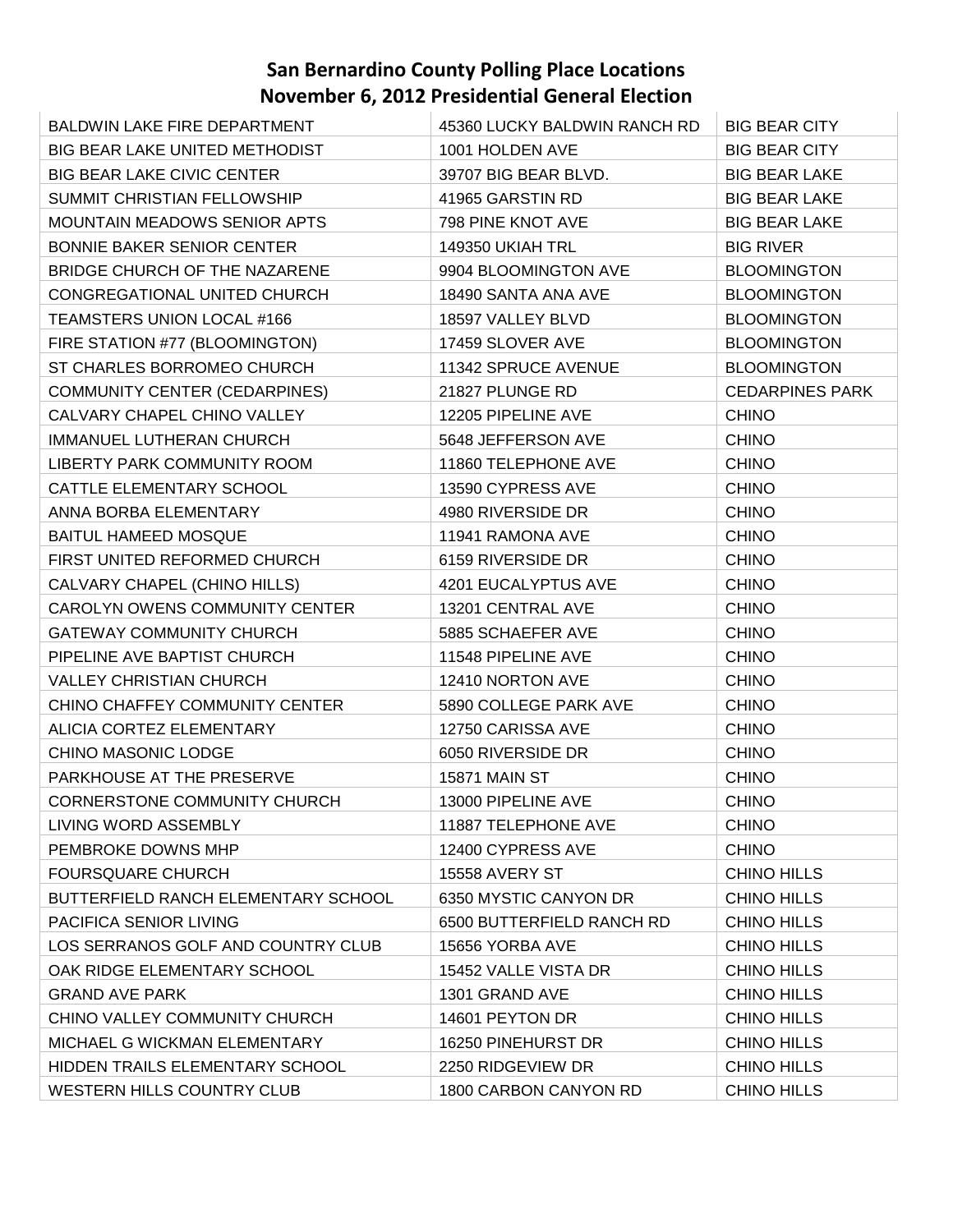# San Bernardino County Polling Place Locations
## November 6, 2012 Presidential General Election

| | | |
|---|---|---|
| BALDWIN LAKE FIRE DEPARTMENT | 45360 LUCKY BALDWIN RANCH RD | BIG BEAR CITY |
| BIG BEAR LAKE UNITED METHODIST | 1001 HOLDEN AVE | BIG BEAR CITY |
| BIG BEAR LAKE CIVIC CENTER | 39707 BIG BEAR BLVD. | BIG BEAR LAKE |
| SUMMIT CHRISTIAN FELLOWSHIP | 41965 GARSTIN RD | BIG BEAR LAKE |
| MOUNTAIN MEADOWS SENIOR APTS | 798 PINE KNOT AVE | BIG BEAR LAKE |
| BONNIE BAKER SENIOR CENTER | 149350 UKIAH TRL | BIG RIVER |
| BRIDGE CHURCH OF THE NAZARENE | 9904 BLOOMINGTON AVE | BLOOMINGTON |
| CONGREGATIONAL UNITED CHURCH | 18490 SANTA ANA AVE | BLOOMINGTON |
| TEAMSTERS UNION LOCAL #166 | 18597 VALLEY BLVD | BLOOMINGTON |
| FIRE STATION #77 (BLOOMINGTON) | 17459 SLOVER AVE | BLOOMINGTON |
| ST CHARLES BORROMEO CHURCH | 11342 SPRUCE AVENUE | BLOOMINGTON |
| COMMUNITY CENTER (CEDARPINES) | 21827 PLUNGE RD | CEDARPINES PARK |
| CALVARY CHAPEL CHINO VALLEY | 12205 PIPELINE AVE | CHINO |
| IMMANUEL LUTHERAN CHURCH | 5648 JEFFERSON AVE | CHINO |
| LIBERTY PARK COMMUNITY ROOM | 11860 TELEPHONE AVE | CHINO |
| CATTLE ELEMENTARY SCHOOL | 13590 CYPRESS AVE | CHINO |
| ANNA BORBA ELEMENTARY | 4980 RIVERSIDE DR | CHINO |
| BAITUL HAMEED MOSQUE | 11941 RAMONA AVE | CHINO |
| FIRST UNITED REFORMED CHURCH | 6159 RIVERSIDE DR | CHINO |
| CALVARY CHAPEL (CHINO HILLS) | 4201 EUCALYPTUS AVE | CHINO |
| CAROLYN OWENS COMMUNITY CENTER | 13201 CENTRAL AVE | CHINO |
| GATEWAY COMMUNITY CHURCH | 5885 SCHAEFER AVE | CHINO |
| PIPELINE AVE BAPTIST CHURCH | 11548 PIPELINE AVE | CHINO |
| VALLEY CHRISTIAN CHURCH | 12410 NORTON AVE | CHINO |
| CHINO CHAFFEY COMMUNITY CENTER | 5890 COLLEGE PARK AVE | CHINO |
| ALICIA CORTEZ ELEMENTARY | 12750 CARISSA AVE | CHINO |
| CHINO MASONIC LODGE | 6050 RIVERSIDE DR | CHINO |
| PARKHOUSE AT THE PRESERVE | 15871 MAIN ST | CHINO |
| CORNERSTONE COMMUNITY CHURCH | 13000 PIPELINE AVE | CHINO |
| LIVING WORD ASSEMBLY | 11887 TELEPHONE AVE | CHINO |
| PEMBROKE DOWNS MHP | 12400 CYPRESS AVE | CHINO |
| FOURSQUARE CHURCH | 15558 AVERY ST | CHINO HILLS |
| BUTTERFIELD RANCH ELEMENTARY SCHOOL | 6350 MYSTIC CANYON DR | CHINO HILLS |
| PACIFICA SENIOR LIVING | 6500 BUTTERFIELD RANCH RD | CHINO HILLS |
| LOS SERRANOS GOLF AND COUNTRY CLUB | 15656 YORBA AVE | CHINO HILLS |
| OAK RIDGE ELEMENTARY SCHOOL | 15452 VALLE VISTA DR | CHINO HILLS |
| GRAND AVE PARK | 1301 GRAND AVE | CHINO HILLS |
| CHINO VALLEY COMMUNITY CHURCH | 14601 PEYTON DR | CHINO HILLS |
| MICHAEL G WICKMAN ELEMENTARY | 16250 PINEHURST DR | CHINO HILLS |
| HIDDEN TRAILS ELEMENTARY SCHOOL | 2250 RIDGEVIEW DR | CHINO HILLS |
| WESTERN HILLS COUNTRY CLUB | 1800 CARBON CANYON RD | CHINO HILLS |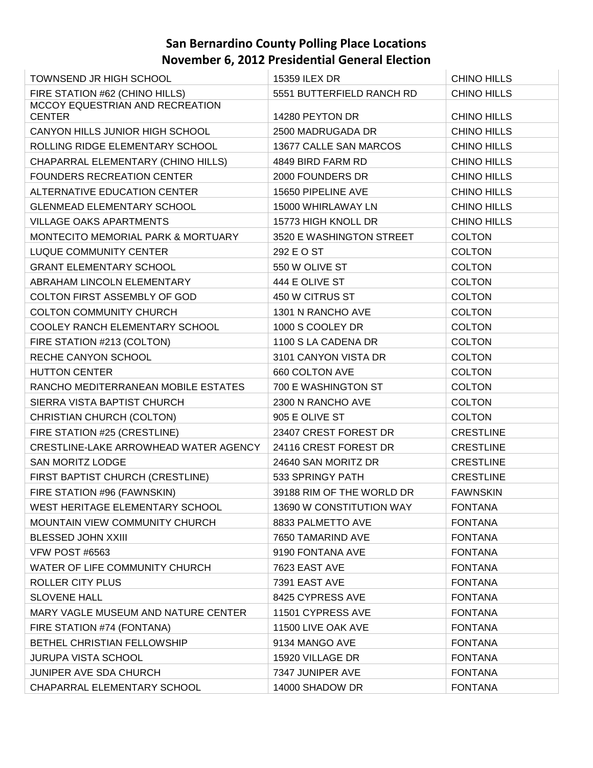# San Bernardino County Polling Place Locations
## November 6, 2012 Presidential General Election

| | | |
|---|---|---|
| TOWNSEND JR HIGH SCHOOL | 15359 ILEX DR | CHINO HILLS |
| FIRE STATION #62 (CHINO HILLS) | 5551 BUTTERFIELD RANCH RD | CHINO HILLS |
| MCCOY EQUESTRIAN AND RECREATION CENTER | 14280 PEYTON DR | CHINO HILLS |
| CANYON HILLS JUNIOR HIGH SCHOOL | 2500 MADRUGADA DR | CHINO HILLS |
| ROLLING RIDGE ELEMENTARY SCHOOL | 13677 CALLE SAN MARCOS | CHINO HILLS |
| CHAPARRAL ELEMENTARY (CHINO HILLS) | 4849 BIRD FARM RD | CHINO HILLS |
| FOUNDERS RECREATION CENTER | 2000 FOUNDERS DR | CHINO HILLS |
| ALTERNATIVE EDUCATION CENTER | 15650 PIPELINE AVE | CHINO HILLS |
| GLENMEAD ELEMENTARY SCHOOL | 15000 WHIRLAWAY LN | CHINO HILLS |
| VILLAGE OAKS APARTMENTS | 15773 HIGH KNOLL DR | CHINO HILLS |
| MONTECITO MEMORIAL PARK & MORTUARY | 3520 E WASHINGTON STREET | COLTON |
| LUQUE COMMUNITY CENTER | 292 E O ST | COLTON |
| GRANT ELEMENTARY SCHOOL | 550 W OLIVE ST | COLTON |
| ABRAHAM LINCOLN ELEMENTARY | 444 E OLIVE ST | COLTON |
| COLTON FIRST ASSEMBLY OF GOD | 450 W CITRUS ST | COLTON |
| COLTON COMMUNITY CHURCH | 1301 N RANCHO AVE | COLTON |
| COOLEY RANCH ELEMENTARY SCHOOL | 1000 S COOLEY DR | COLTON |
| FIRE STATION #213 (COLTON) | 1100 S LA CADENA DR | COLTON |
| RECHE CANYON SCHOOL | 3101 CANYON VISTA DR | COLTON |
| HUTTON CENTER | 660 COLTON AVE | COLTON |
| RANCHO MEDITERRANEAN MOBILE ESTATES | 700 E WASHINGTON ST | COLTON |
| SIERRA VISTA BAPTIST CHURCH | 2300 N RANCHO AVE | COLTON |
| CHRISTIAN CHURCH (COLTON) | 905 E OLIVE ST | COLTON |
| FIRE STATION #25 (CRESTLINE) | 23407 CREST FOREST DR | CRESTLINE |
| CRESTLINE-LAKE ARROWHEAD WATER AGENCY | 24116 CREST FOREST DR | CRESTLINE |
| SAN MORITZ LODGE | 24640 SAN MORITZ DR | CRESTLINE |
| FIRST BAPTIST CHURCH (CRESTLINE) | 533 SPRINGY PATH | CRESTLINE |
| FIRE STATION #96 (FAWNSKIN) | 39188 RIM OF THE WORLD DR | FAWNSKIN |
| WEST HERITAGE ELEMENTARY SCHOOL | 13690 W CONSTITUTION WAY | FONTANA |
| MOUNTAIN VIEW COMMUNITY CHURCH | 8833 PALMETTO AVE | FONTANA |
| BLESSED JOHN XXIII | 7650 TAMARIND AVE | FONTANA |
| VFW POST #6563 | 9190 FONTANA AVE | FONTANA |
| WATER OF LIFE COMMUNITY CHURCH | 7623 EAST AVE | FONTANA |
| ROLLER CITY PLUS | 7391 EAST AVE | FONTANA |
| SLOVENE HALL | 8425 CYPRESS AVE | FONTANA |
| MARY VAGLE MUSEUM AND NATURE CENTER | 11501 CYPRESS AVE | FONTANA |
| FIRE STATION #74 (FONTANA) | 11500 LIVE OAK AVE | FONTANA |
| BETHEL CHRISTIAN FELLOWSHIP | 9134 MANGO AVE | FONTANA |
| JURUPA VISTA SCHOOL | 15920 VILLAGE DR | FONTANA |
| JUNIPER AVE SDA CHURCH | 7347 JUNIPER AVE | FONTANA |
| CHAPARRAL ELEMENTARY SCHOOL | 14000 SHADOW DR | FONTANA |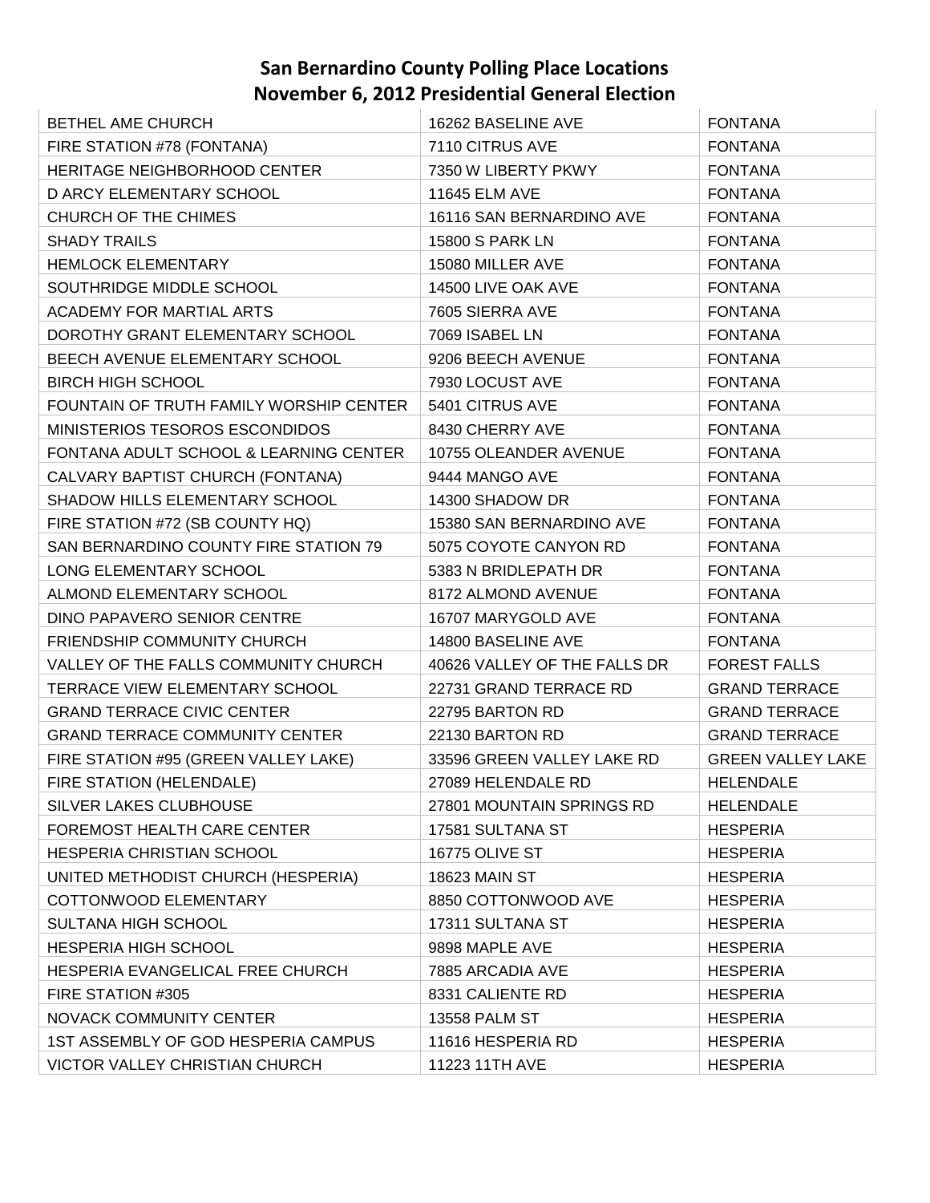# San Bernardino County Polling Place Locations
## November 6, 2012 Presidential General Election

| | | |
|---|---|---|
| BETHEL AME CHURCH | 16262 BASELINE AVE | FONTANA |
| FIRE STATION #78 (FONTANA) | 7110 CITRUS AVE | FONTANA |
| HERITAGE NEIGHBORHOOD CENTER | 7350 W LIBERTY PKWY | FONTANA |
| D ARCY ELEMENTARY SCHOOL | 11645 ELM AVE | FONTANA |
| CHURCH OF THE CHIMES | 16116 SAN BERNARDINO AVE | FONTANA |
| SHADY TRAILS | 15800 S PARK LN | FONTANA |
| HEMLOCK ELEMENTARY | 15080 MILLER AVE | FONTANA |
| SOUTHRIDGE MIDDLE SCHOOL | 14500 LIVE OAK AVE | FONTANA |
| ACADEMY FOR MARTIAL ARTS | 7605 SIERRA AVE | FONTANA |
| DOROTHY GRANT ELEMENTARY SCHOOL | 7069 ISABEL LN | FONTANA |
| BEECH AVENUE ELEMENTARY SCHOOL | 9206 BEECH AVENUE | FONTANA |
| BIRCH HIGH SCHOOL | 7930 LOCUST AVE | FONTANA |
| FOUNTAIN OF TRUTH FAMILY WORSHIP CENTER | 5401 CITRUS AVE | FONTANA |
| MINISTERIOS TESOROS ESCONDIDOS | 8430 CHERRY AVE | FONTANA |
| FONTANA ADULT SCHOOL & LEARNING CENTER | 10755 OLEANDER AVENUE | FONTANA |
| CALVARY BAPTIST CHURCH (FONTANA) | 9444 MANGO AVE | FONTANA |
| SHADOW HILLS ELEMENTARY SCHOOL | 14300 SHADOW DR | FONTANA |
| FIRE STATION #72 (SB COUNTY HQ) | 15380 SAN BERNARDINO AVE | FONTANA |
| SAN BERNARDINO COUNTY FIRE STATION 79 | 5075 COYOTE CANYON RD | FONTANA |
| LONG ELEMENTARY SCHOOL | 5383 N BRIDLEPATH DR | FONTANA |
| ALMOND ELEMENTARY SCHOOL | 8172 ALMOND AVENUE | FONTANA |
| DINO PAPAVERO SENIOR CENTRE | 16707 MARYGOLD AVE | FONTANA |
| FRIENDSHIP COMMUNITY CHURCH | 14800 BASELINE AVE | FONTANA |
| VALLEY OF THE FALLS COMMUNITY CHURCH | 40626 VALLEY OF THE FALLS DR | FOREST FALLS |
| TERRACE VIEW ELEMENTARY SCHOOL | 22731 GRAND TERRACE RD | GRAND TERRACE |
| GRAND TERRACE CIVIC CENTER | 22795 BARTON RD | GRAND TERRACE |
| GRAND TERRACE COMMUNITY CENTER | 22130 BARTON RD | GRAND TERRACE |
| FIRE STATION #95 (GREEN VALLEY LAKE) | 33596 GREEN VALLEY LAKE RD | GREEN VALLEY LAKE |
| FIRE STATION (HELENDALE) | 27089 HELENDALE RD | HELENDALE |
| SILVER LAKES CLUBHOUSE | 27801 MOUNTAIN SPRINGS RD | HELENDALE |
| FOREMOST HEALTH CARE CENTER | 17581 SULTANA ST | HESPERIA |
| HESPERIA CHRISTIAN SCHOOL | 16775 OLIVE ST | HESPERIA |
| UNITED METHODIST CHURCH (HESPERIA) | 18623 MAIN ST | HESPERIA |
| COTTONWOOD ELEMENTARY | 8850 COTTONWOOD AVE | HESPERIA |
| SULTANA HIGH SCHOOL | 17311 SULTANA ST | HESPERIA |
| HESPERIA HIGH SCHOOL | 9898 MAPLE AVE | HESPERIA |
| HESPERIA EVANGELICAL FREE CHURCH | 7885 ARCADIA AVE | HESPERIA |
| FIRE STATION #305 | 8331 CALIENTE RD | HESPERIA |
| NOVACK COMMUNITY CENTER | 13558 PALM ST | HESPERIA |
| 1ST ASSEMBLY OF GOD HESPERIA CAMPUS | 11616 HESPERIA RD | HESPERIA |
| VICTOR VALLEY CHRISTIAN CHURCH | 11223 11TH AVE | HESPERIA |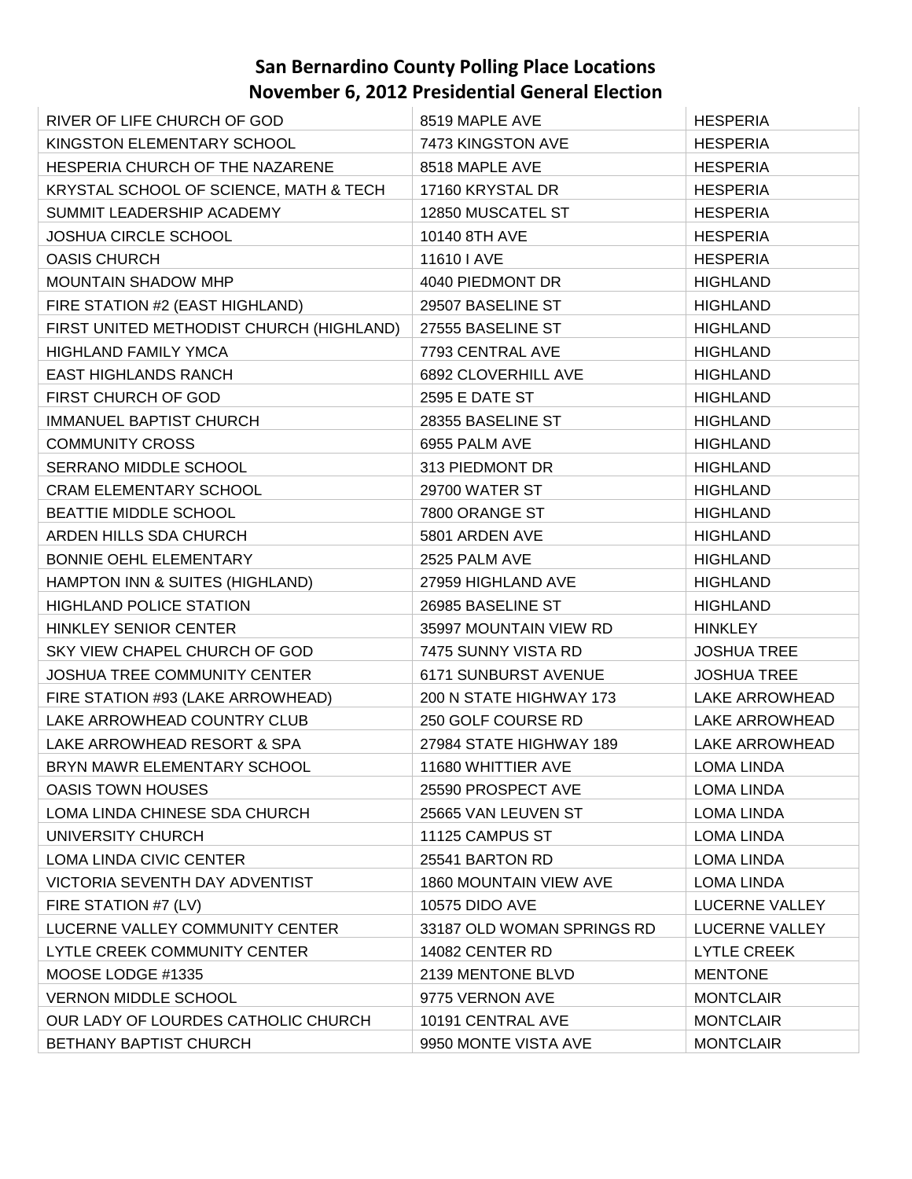**San Bernardino County Polling Place Locations**
**November 6, 2012 Presidential General Election**

| | | |
|---|---|---|
| RIVER OF LIFE CHURCH OF GOD | 8519 MAPLE AVE | HESPERIA |
| KINGSTON ELEMENTARY SCHOOL | 7473 KINGSTON AVE | HESPERIA |
| HESPERIA CHURCH OF THE NAZARENE | 8518 MAPLE AVE | HESPERIA |
| KRYSTAL SCHOOL OF SCIENCE, MATH & TECH | 17160 KRYSTAL DR | HESPERIA |
| SUMMIT LEADERSHIP ACADEMY | 12850 MUSCATEL ST | HESPERIA |
| JOSHUA CIRCLE SCHOOL | 10140 8TH AVE | HESPERIA |
| OASIS CHURCH | 11610 I AVE | HESPERIA |
| MOUNTAIN SHADOW MHP | 4040 PIEDMONT DR | HIGHLAND |
| FIRE STATION #2 (EAST HIGHLAND) | 29507 BASELINE ST | HIGHLAND |
| FIRST UNITED METHODIST CHURCH (HIGHLAND) | 27555 BASELINE ST | HIGHLAND |
| HIGHLAND FAMILY YMCA | 7793 CENTRAL AVE | HIGHLAND |
| EAST HIGHLANDS RANCH | 6892 CLOVERHILL AVE | HIGHLAND |
| FIRST CHURCH OF GOD | 2595 E DATE ST | HIGHLAND |
| IMMANUEL BAPTIST CHURCH | 28355 BASELINE ST | HIGHLAND |
| COMMUNITY CROSS | 6955 PALM AVE | HIGHLAND |
| SERRANO MIDDLE SCHOOL | 313 PIEDMONT DR | HIGHLAND |
| CRAM ELEMENTARY SCHOOL | 29700 WATER ST | HIGHLAND |
| BEATTIE MIDDLE SCHOOL | 7800 ORANGE ST | HIGHLAND |
| ARDEN HILLS SDA CHURCH | 5801 ARDEN AVE | HIGHLAND |
| BONNIE OEHL ELEMENTARY | 2525 PALM AVE | HIGHLAND |
| HAMPTON INN & SUITES (HIGHLAND) | 27959 HIGHLAND AVE | HIGHLAND |
| HIGHLAND POLICE STATION | 26985 BASELINE ST | HIGHLAND |
| HINKLEY SENIOR CENTER | 35997 MOUNTAIN VIEW RD | HINKLEY |
| SKY VIEW CHAPEL CHURCH OF GOD | 7475 SUNNY VISTA RD | JOSHUA TREE |
| JOSHUA TREE COMMUNITY CENTER | 6171 SUNBURST AVENUE | JOSHUA TREE |
| FIRE STATION #93 (LAKE ARROWHEAD) | 200 N STATE HIGHWAY 173 | LAKE ARROWHEAD |
| LAKE ARROWHEAD COUNTRY CLUB | 250 GOLF COURSE RD | LAKE ARROWHEAD |
| LAKE ARROWHEAD RESORT & SPA | 27984 STATE HIGHWAY 189 | LAKE ARROWHEAD |
| BRYN MAWR ELEMENTARY SCHOOL | 11680 WHITTIER AVE | LOMA LINDA |
| OASIS TOWN HOUSES | 25590 PROSPECT AVE | LOMA LINDA |
| LOMA LINDA CHINESE SDA CHURCH | 25665 VAN LEUVEN ST | LOMA LINDA |
| UNIVERSITY CHURCH | 11125 CAMPUS ST | LOMA LINDA |
| LOMA LINDA CIVIC CENTER | 25541 BARTON RD | LOMA LINDA |
| VICTORIA SEVENTH DAY ADVENTIST | 1860 MOUNTAIN VIEW AVE | LOMA LINDA |
| FIRE STATION #7 (LV) | 10575 DIDO AVE | LUCERNE VALLEY |
| LUCERNE VALLEY COMMUNITY CENTER | 33187 OLD WOMAN SPRINGS RD | LUCERNE VALLEY |
| LYTLE CREEK COMMUNITY CENTER | 14082 CENTER RD | LYTLE CREEK |
| MOOSE LODGE #1335 | 2139 MENTONE BLVD | MENTONE |
| VERNON MIDDLE SCHOOL | 9775 VERNON AVE | MONTCLAIR |
| OUR LADY OF LOURDES CATHOLIC CHURCH | 10191 CENTRAL AVE | MONTCLAIR |
| BETHANY BAPTIST CHURCH | 9950 MONTE VISTA AVE | MONTCLAIR |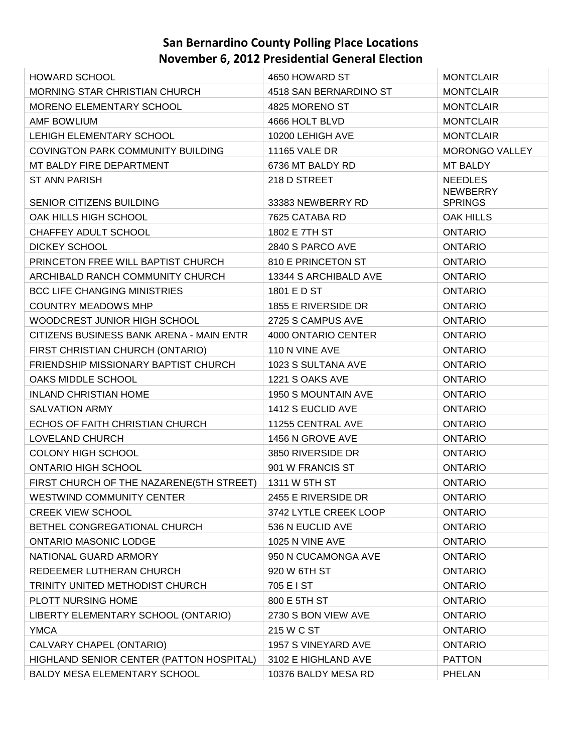# San Bernardino County Polling Place Locations
# November 6, 2012 Presidential General Election

| | | |
|---|---|---|
| HOWARD SCHOOL | 4650 HOWARD ST | MONTCLAIR |
| MORNING STAR CHRISTIAN CHURCH | 4518 SAN BERNARDINO ST | MONTCLAIR |
| MORENO ELEMENTARY SCHOOL | 4825 MORENO ST | MONTCLAIR |
| AMF BOWLIUM | 4666 HOLT BLVD | MONTCLAIR |
| LEHIGH ELEMENTARY SCHOOL | 10200 LEHIGH AVE | MONTCLAIR |
| COVINGTON PARK COMMUNITY BUILDING | 11165 VALE DR | MORONGO VALLEY |
| MT BALDY FIRE DEPARTMENT | 6736 MT BALDY RD | MT BALDY |
| ST ANN PARISH | 218 D STREET | NEEDLES |
| SENIOR CITIZENS BUILDING | 33383 NEWBERRY RD | NEWBERRY SPRINGS |
| OAK HILLS HIGH SCHOOL | 7625 CATABA RD | OAK HILLS |
| CHAFFEY ADULT SCHOOL | 1802 E 7TH ST | ONTARIO |
| DICKEY SCHOOL | 2840 S PARCO AVE | ONTARIO |
| PRINCETON FREE WILL BAPTIST CHURCH | 810 E PRINCETON ST | ONTARIO |
| ARCHIBALD RANCH COMMUNITY CHURCH | 13344 S ARCHIBALD AVE | ONTARIO |
| BCC LIFE CHANGING MINISTRIES | 1801 E D ST | ONTARIO |
| COUNTRY MEADOWS MHP | 1855 E RIVERSIDE DR | ONTARIO |
| WOODCREST JUNIOR HIGH SCHOOL | 2725 S CAMPUS AVE | ONTARIO |
| CITIZENS BUSINESS BANK ARENA - MAIN ENTR | 4000 ONTARIO CENTER | ONTARIO |
| FIRST CHRISTIAN CHURCH (ONTARIO) | 110 N VINE AVE | ONTARIO |
| FRIENDSHIP MISSIONARY BAPTIST CHURCH | 1023 S SULTANA AVE | ONTARIO |
| OAKS MIDDLE SCHOOL | 1221 S OAKS AVE | ONTARIO |
| INLAND CHRISTIAN HOME | 1950 S MOUNTAIN AVE | ONTARIO |
| SALVATION ARMY | 1412 S EUCLID AVE | ONTARIO |
| ECHOS OF FAITH CHRISTIAN CHURCH | 11255 CENTRAL AVE | ONTARIO |
| LOVELAND CHURCH | 1456 N GROVE AVE | ONTARIO |
| COLONY HIGH SCHOOL | 3850 RIVERSIDE DR | ONTARIO |
| ONTARIO HIGH SCHOOL | 901 W FRANCIS ST | ONTARIO |
| FIRST CHURCH OF THE NAZARENE(5TH STREET) | 1311 W 5TH ST | ONTARIO |
| WESTWIND COMMUNITY CENTER | 2455 E RIVERSIDE DR | ONTARIO |
| CREEK VIEW SCHOOL | 3742 LYTLE CREEK LOOP | ONTARIO |
| BETHEL CONGREGATIONAL CHURCH | 536 N EUCLID AVE | ONTARIO |
| ONTARIO MASONIC LODGE | 1025 N VINE AVE | ONTARIO |
| NATIONAL GUARD ARMORY | 950 N CUCAMONGA AVE | ONTARIO |
| REDEEMER LUTHERAN CHURCH | 920 W 6TH ST | ONTARIO |
| TRINITY UNITED METHODIST CHURCH | 705 E I ST | ONTARIO |
| PLOTT NURSING HOME | 800 E 5TH ST | ONTARIO |
| LIBERTY ELEMENTARY SCHOOL (ONTARIO) | 2730 S BON VIEW AVE | ONTARIO |
| YMCA | 215 W C ST | ONTARIO |
| CALVARY CHAPEL (ONTARIO) | 1957 S VINEYARD AVE | ONTARIO |
| HIGHLAND SENIOR CENTER (PATTON HOSPITAL) | 3102 E HIGHLAND AVE | PATTON |
| BALDY MESA ELEMENTARY SCHOOL | 10376 BALDY MESA RD | PHELAN |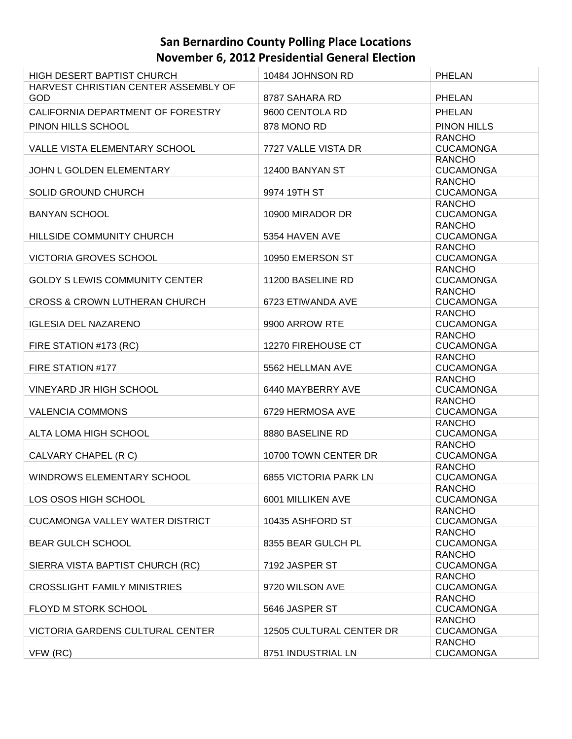# San Bernardino County Polling Place Locations
# November 6, 2012 Presidential General Election

| | | |
|---|---|---|
| HIGH DESERT BAPTIST CHURCH | 10484 JOHNSON RD | PHELAN |
| HARVEST CHRISTIAN CENTER ASSEMBLY OF GOD | 8787 SAHARA RD | PHELAN |
| CALIFORNIA DEPARTMENT OF FORESTRY | 9600 CENTOLA RD | PHELAN |
| PINON HILLS SCHOOL | 878 MONO RD | PINON HILLS |
| VALLE VISTA ELEMENTARY SCHOOL | 7727 VALLE VISTA DR | RANCHO CUCAMONGA |
| JOHN L GOLDEN ELEMENTARY | 12400 BANYAN ST | RANCHO CUCAMONGA |
| SOLID GROUND CHURCH | 9974 19TH ST | RANCHO CUCAMONGA |
| BANYAN SCHOOL | 10900 MIRADOR DR | RANCHO CUCAMONGA |
| HILLSIDE COMMUNITY CHURCH | 5354 HAVEN AVE | RANCHO CUCAMONGA |
| VICTORIA GROVES SCHOOL | 10950 EMERSON ST | RANCHO CUCAMONGA |
| GOLDY S LEWIS COMMUNITY CENTER | 11200 BASELINE RD | RANCHO CUCAMONGA |
| CROSS & CROWN LUTHERAN CHURCH | 6723 ETIWANDA AVE | RANCHO CUCAMONGA |
| IGLESIA DEL NAZARENO | 9900 ARROW RTE | RANCHO CUCAMONGA |
| FIRE STATION #173 (RC) | 12270 FIREHOUSE CT | RANCHO CUCAMONGA |
| FIRE STATION #177 | 5562 HELLMAN AVE | RANCHO CUCAMONGA |
| VINEYARD JR HIGH SCHOOL | 6440 MAYBERRY AVE | RANCHO CUCAMONGA |
| VALENCIA COMMONS | 6729 HERMOSA AVE | RANCHO CUCAMONGA |
| ALTA LOMA HIGH SCHOOL | 8880 BASELINE RD | RANCHO CUCAMONGA |
| CALVARY CHAPEL (R C) | 10700 TOWN CENTER DR | RANCHO CUCAMONGA |
| WINDROWS ELEMENTARY SCHOOL | 6855 VICTORIA PARK LN | RANCHO CUCAMONGA |
| LOS OSOS HIGH SCHOOL | 6001 MILLIKEN AVE | RANCHO CUCAMONGA |
| CUCAMONGA VALLEY WATER DISTRICT | 10435 ASHFORD ST | RANCHO CUCAMONGA |
| BEAR GULCH SCHOOL | 8355 BEAR GULCH PL | RANCHO CUCAMONGA |
| SIERRA VISTA BAPTIST CHURCH (RC) | 7192 JASPER ST | RANCHO CUCAMONGA |
| CROSSLIGHT FAMILY MINISTRIES | 9720 WILSON AVE | RANCHO CUCAMONGA |
| FLOYD M STORK SCHOOL | 5646 JASPER ST | RANCHO CUCAMONGA |
| VICTORIA GARDENS CULTURAL CENTER | 12505 CULTURAL CENTER DR | RANCHO CUCAMONGA |
| VFW (RC) | 8751 INDUSTRIAL LN | RANCHO CUCAMONGA |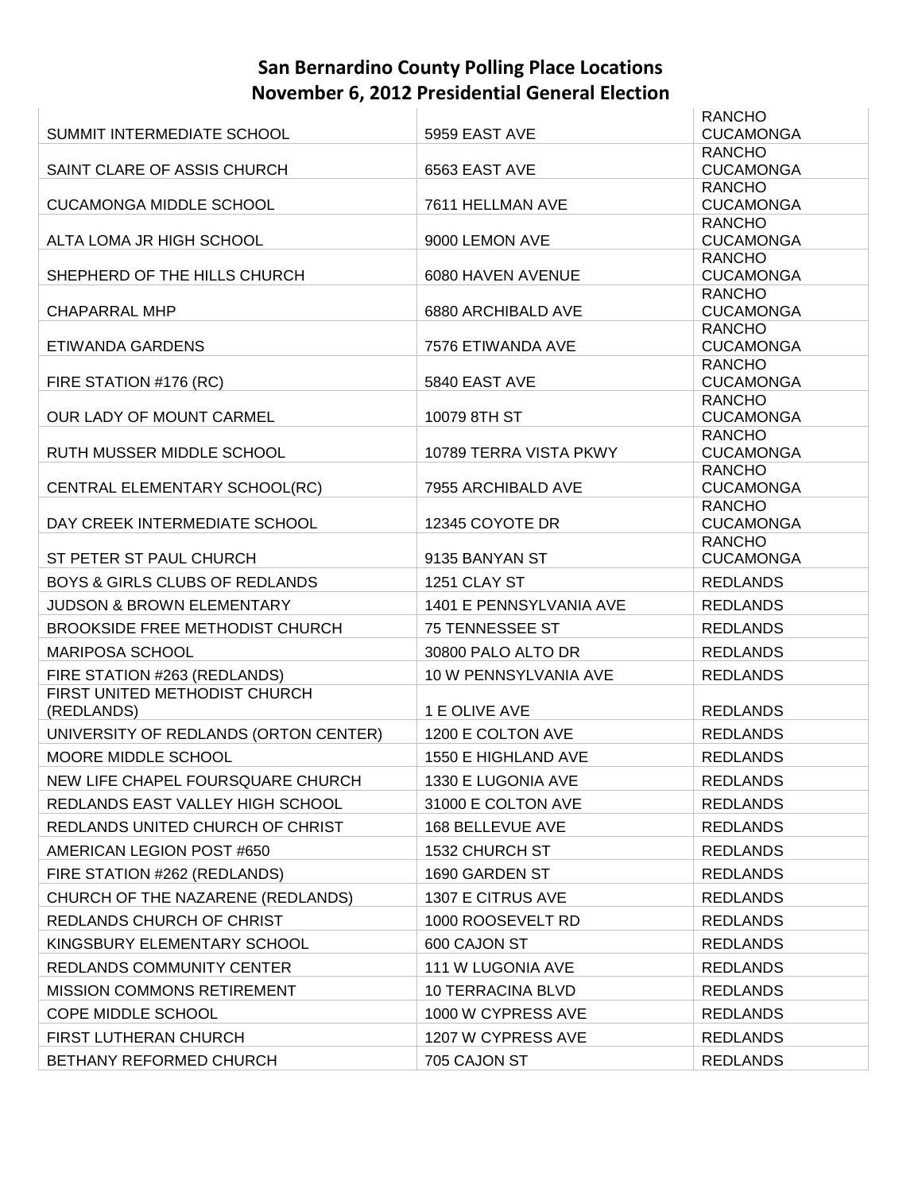# San Bernardino County Polling Place Locations
# November 6, 2012 Presidential General Election

| | | |
|---|---|---|
| SUMMIT INTERMEDIATE SCHOOL | 5959 EAST AVE | RANCHO CUCAMONGA |
| SAINT CLARE OF ASSIS CHURCH | 6563 EAST AVE | RANCHO CUCAMONGA |
| CUCAMONGA MIDDLE SCHOOL | 7611 HELLMAN AVE | RANCHO CUCAMONGA |
| ALTA LOMA JR HIGH SCHOOL | 9000 LEMON AVE | RANCHO CUCAMONGA |
| SHEPHERD OF THE HILLS CHURCH | 6080 HAVEN AVENUE | RANCHO CUCAMONGA |
| CHAPARRAL MHP | 6880 ARCHIBALD AVE | RANCHO CUCAMONGA |
| ETIWANDA GARDENS | 7576 ETIWANDA AVE | RANCHO CUCAMONGA |
| FIRE STATION #176 (RC) | 5840 EAST AVE | RANCHO CUCAMONGA |
| OUR LADY OF MOUNT CARMEL | 10079 8TH ST | RANCHO CUCAMONGA |
| RUTH MUSSER MIDDLE SCHOOL | 10789 TERRA VISTA PKWY | RANCHO CUCAMONGA |
| CENTRAL ELEMENTARY SCHOOL(RC) | 7955 ARCHIBALD AVE | RANCHO CUCAMONGA |
| DAY CREEK INTERMEDIATE SCHOOL | 12345 COYOTE DR | RANCHO CUCAMONGA |
| ST PETER ST PAUL CHURCH | 9135 BANYAN ST | RANCHO CUCAMONGA |
| BOYS & GIRLS CLUBS OF REDLANDS | 1251 CLAY ST | REDLANDS |
| JUDSON & BROWN ELEMENTARY | 1401 E PENNSYLVANIA AVE | REDLANDS |
| BROOKSIDE FREE METHODIST CHURCH | 75 TENNESSEE ST | REDLANDS |
| MARIPOSA SCHOOL | 30800 PALO ALTO DR | REDLANDS |
| FIRE STATION #263 (REDLANDS) | 10 W PENNSYLVANIA AVE | REDLANDS |
| FIRST UNITED METHODIST CHURCH (REDLANDS) | 1 E OLIVE AVE | REDLANDS |
| UNIVERSITY OF REDLANDS (ORTON CENTER) | 1200 E COLTON AVE | REDLANDS |
| MOORE MIDDLE SCHOOL | 1550 E HIGHLAND AVE | REDLANDS |
| NEW LIFE CHAPEL FOURSQUARE CHURCH | 1330 E LUGONIA AVE | REDLANDS |
| REDLANDS EAST VALLEY HIGH SCHOOL | 31000 E COLTON AVE | REDLANDS |
| REDLANDS UNITED CHURCH OF CHRIST | 168 BELLEVUE AVE | REDLANDS |
| AMERICAN LEGION POST #650 | 1532 CHURCH ST | REDLANDS |
| FIRE STATION #262 (REDLANDS) | 1690 GARDEN ST | REDLANDS |
| CHURCH OF THE NAZARENE (REDLANDS) | 1307 E CITRUS AVE | REDLANDS |
| REDLANDS CHURCH OF CHRIST | 1000 ROOSEVELT RD | REDLANDS |
| KINGSBURY ELEMENTARY SCHOOL | 600 CAJON ST | REDLANDS |
| REDLANDS COMMUNITY CENTER | 111 W LUGONIA AVE | REDLANDS |
| MISSION COMMONS RETIREMENT | 10 TERRACINA BLVD | REDLANDS |
| COPE MIDDLE SCHOOL | 1000 W CYPRESS AVE | REDLANDS |
| FIRST LUTHERAN CHURCH | 1207 W CYPRESS AVE | REDLANDS |
| BETHANY REFORMED CHURCH | 705 CAJON ST | REDLANDS |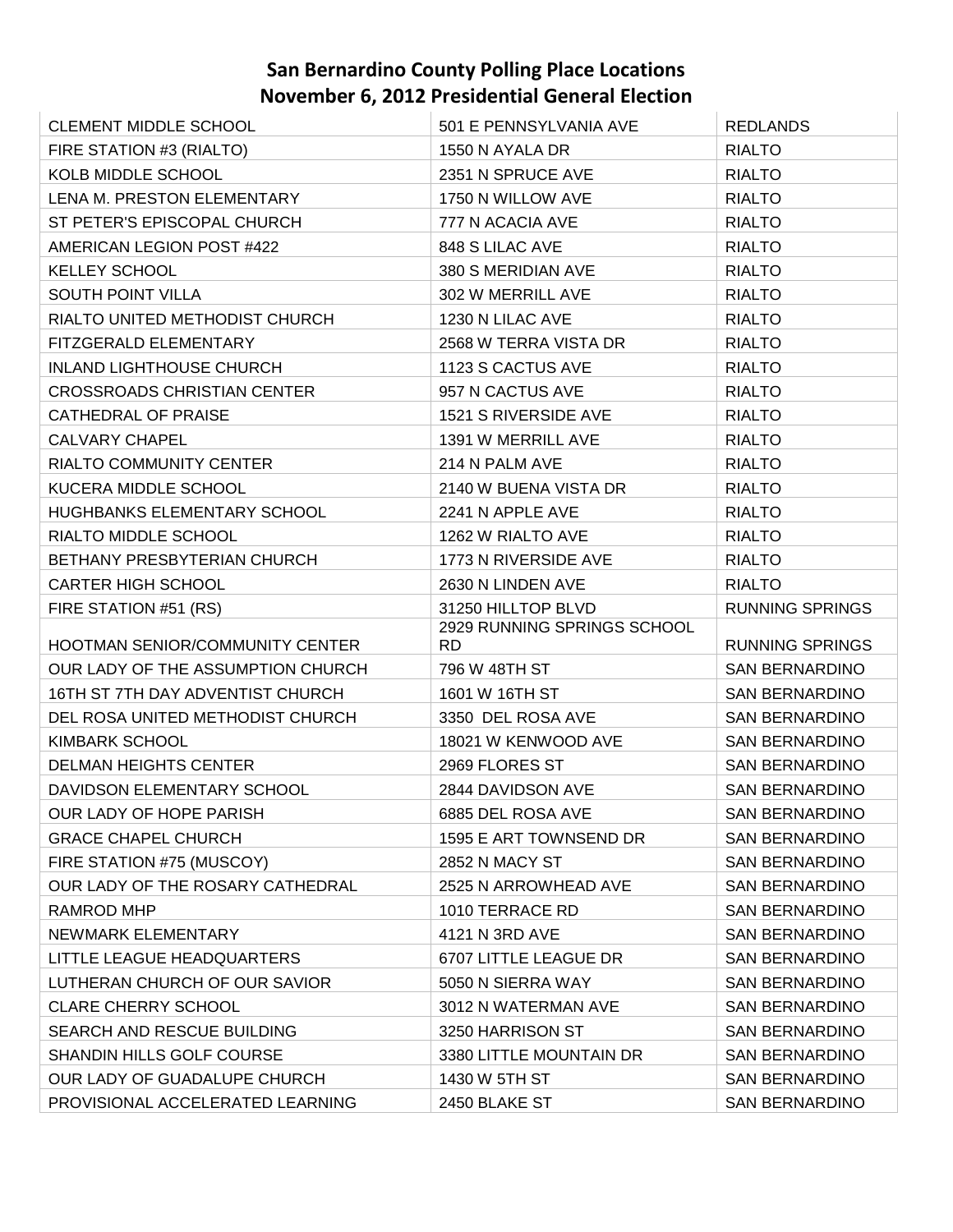# San Bernardino County Polling Place Locations
## November 6, 2012 Presidential General Election

| | | |
|---|---|---|
| CLEMENT MIDDLE SCHOOL | 501 E PENNSYLVANIA AVE | REDLANDS |
| FIRE STATION #3 (RIALTO) | 1550 N AYALA DR | RIALTO |
| KOLB MIDDLE SCHOOL | 2351 N SPRUCE AVE | RIALTO |
| LENA M. PRESTON ELEMENTARY | 1750 N WILLOW AVE | RIALTO |
| ST PETER'S EPISCOPAL CHURCH | 777 N ACACIA AVE | RIALTO |
| AMERICAN LEGION POST #422 | 848 S LILAC AVE | RIALTO |
| KELLEY SCHOOL | 380 S MERIDIAN AVE | RIALTO |
| SOUTH POINT VILLA | 302 W MERRILL AVE | RIALTO |
| RIALTO UNITED METHODIST CHURCH | 1230 N LILAC AVE | RIALTO |
| FITZGERALD ELEMENTARY | 2568 W TERRA VISTA DR | RIALTO |
| INLAND LIGHTHOUSE CHURCH | 1123 S CACTUS AVE | RIALTO |
| CROSSROADS CHRISTIAN CENTER | 957 N CACTUS AVE | RIALTO |
| CATHEDRAL OF PRAISE | 1521 S RIVERSIDE AVE | RIALTO |
| CALVARY CHAPEL | 1391 W MERRILL AVE | RIALTO |
| RIALTO COMMUNITY CENTER | 214 N PALM AVE | RIALTO |
| KUCERA MIDDLE SCHOOL | 2140 W BUENA VISTA DR | RIALTO |
| HUGHBANKS ELEMENTARY SCHOOL | 2241 N APPLE AVE | RIALTO |
| RIALTO MIDDLE SCHOOL | 1262 W RIALTO AVE | RIALTO |
| BETHANY PRESBYTERIAN CHURCH | 1773 N RIVERSIDE AVE | RIALTO |
| CARTER HIGH SCHOOL | 2630 N LINDEN AVE | RIALTO |
| FIRE STATION #51 (RS) | 31250 HILLTOP BLVD | RUNNING SPRINGS |
| HOOTMAN SENIOR/COMMUNITY CENTER | 2929 RUNNING SPRINGS SCHOOL RD | RUNNING SPRINGS |
| OUR LADY OF THE ASSUMPTION CHURCH | 796 W 48TH ST | SAN BERNARDINO |
| 16TH ST 7TH DAY ADVENTIST CHURCH | 1601 W 16TH ST | SAN BERNARDINO |
| DEL ROSA UNITED METHODIST CHURCH | 3350 DEL ROSA AVE | SAN BERNARDINO |
| KIMBARK SCHOOL | 18021 W KENWOOD AVE | SAN BERNARDINO |
| DELMAN HEIGHTS CENTER | 2969 FLORES ST | SAN BERNARDINO |
| DAVIDSON ELEMENTARY SCHOOL | 2844 DAVIDSON AVE | SAN BERNARDINO |
| OUR LADY OF HOPE PARISH | 6885 DEL ROSA AVE | SAN BERNARDINO |
| GRACE CHAPEL CHURCH | 1595 E ART TOWNSEND DR | SAN BERNARDINO |
| FIRE STATION #75 (MUSCOY) | 2852 N MACY ST | SAN BERNARDINO |
| OUR LADY OF THE ROSARY CATHEDRAL | 2525 N ARROWHEAD AVE | SAN BERNARDINO |
| RAMROD MHP | 1010 TERRACE RD | SAN BERNARDINO |
| NEWMARK ELEMENTARY | 4121 N 3RD AVE | SAN BERNARDINO |
| LITTLE LEAGUE HEADQUARTERS | 6707 LITTLE LEAGUE DR | SAN BERNARDINO |
| LUTHERAN CHURCH OF OUR SAVIOR | 5050 N SIERRA WAY | SAN BERNARDINO |
| CLARE CHERRY SCHOOL | 3012 N WATERMAN AVE | SAN BERNARDINO |
| SEARCH AND RESCUE BUILDING | 3250 HARRISON ST | SAN BERNARDINO |
| SHANDIN HILLS GOLF COURSE | 3380 LITTLE MOUNTAIN DR | SAN BERNARDINO |
| OUR LADY OF GUADALUPE CHURCH | 1430 W 5TH ST | SAN BERNARDINO |
| PROVISIONAL ACCELERATED LEARNING | 2450 BLAKE ST | SAN BERNARDINO |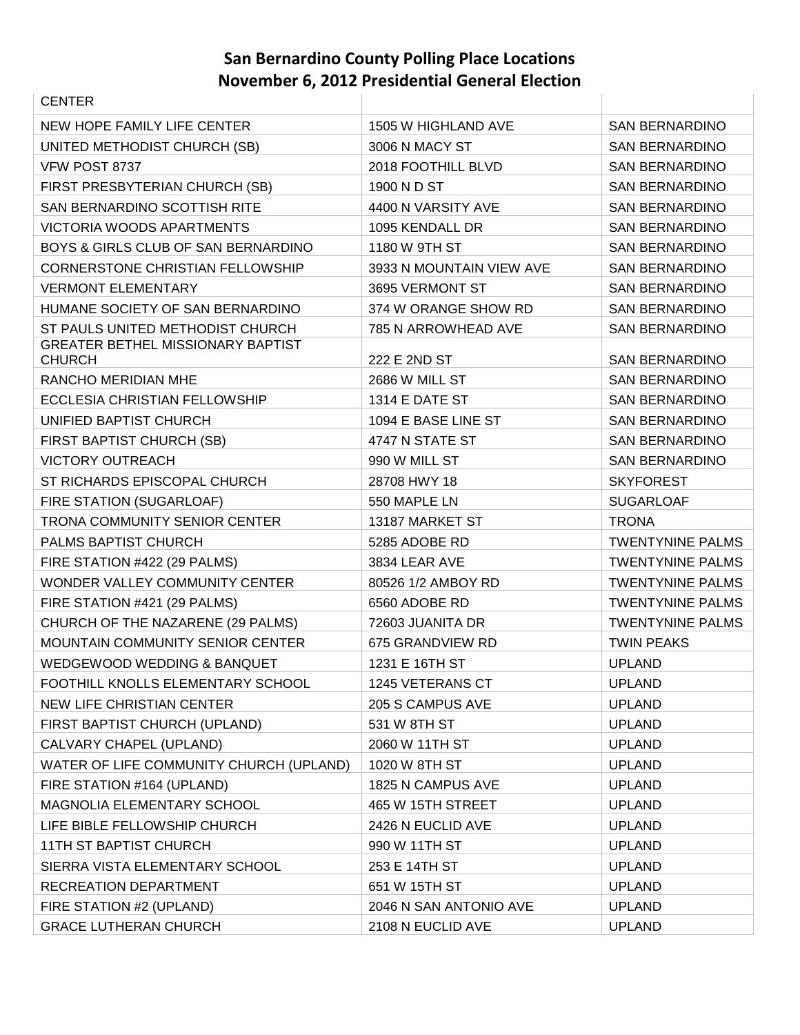# San Bernardino County Polling Place Locations
# November 6, 2012 Presidential General Election

| | | |
|---|---|---|
| CENTER | | |
| NEW HOPE FAMILY LIFE CENTER | 1505 W HIGHLAND AVE | SAN BERNARDINO |
| UNITED METHODIST CHURCH (SB) | 3006 N MACY ST | SAN BERNARDINO |
| VFW POST 8737 | 2018 FOOTHILL BLVD | SAN BERNARDINO |
| FIRST PRESBYTERIAN CHURCH (SB) | 1900 N D ST | SAN BERNARDINO |
| SAN BERNARDINO SCOTTISH RITE | 4400 N VARSITY AVE | SAN BERNARDINO |
| VICTORIA WOODS APARTMENTS | 1095 KENDALL DR | SAN BERNARDINO |
| BOYS & GIRLS CLUB OF SAN BERNARDINO | 1180 W 9TH ST | SAN BERNARDINO |
| CORNERSTONE CHRISTIAN FELLOWSHIP | 3933 N MOUNTAIN VIEW AVE | SAN BERNARDINO |
| VERMONT ELEMENTARY | 3695 VERMONT ST | SAN BERNARDINO |
| HUMANE SOCIETY OF SAN BERNARDINO | 374 W ORANGE SHOW RD | SAN BERNARDINO |
| ST PAULS UNITED METHODIST CHURCH | 785 N ARROWHEAD AVE | SAN BERNARDINO |
| GREATER BETHEL MISSIONARY BAPTIST CHURCH | 222 E 2ND ST | SAN BERNARDINO |
| RANCHO MERIDIAN MHE | 2686 W MILL ST | SAN BERNARDINO |
| ECCLESIA CHRISTIAN FELLOWSHIP | 1314 E DATE ST | SAN BERNARDINO |
| UNIFIED BAPTIST CHURCH | 1094 E BASE LINE ST | SAN BERNARDINO |
| FIRST BAPTIST CHURCH (SB) | 4747 N STATE ST | SAN BERNARDINO |
| VICTORY OUTREACH | 990 W MILL ST | SAN BERNARDINO |
| ST RICHARDS EPISCOPAL CHURCH | 28708 HWY 18 | SKYFOREST |
| FIRE STATION (SUGARLOAF) | 550 MAPLE LN | SUGARLOAF |
| TRONA COMMUNITY SENIOR CENTER | 13187 MARKET ST | TRONA |
| PALMS BAPTIST CHURCH | 5285 ADOBE RD | TWENTYNINE PALMS |
| FIRE STATION #422 (29 PALMS) | 3834 LEAR AVE | TWENTYNINE PALMS |
| WONDER VALLEY COMMUNITY CENTER | 80526 1/2 AMBOY RD | TWENTYNINE PALMS |
| FIRE STATION #421 (29 PALMS) | 6560 ADOBE RD | TWENTYNINE PALMS |
| CHURCH OF THE NAZARENE (29 PALMS) | 72603 JUANITA DR | TWENTYNINE PALMS |
| MOUNTAIN COMMUNITY SENIOR CENTER | 675 GRANDVIEW RD | TWIN PEAKS |
| WEDGEWOOD WEDDING & BANQUET | 1231 E 16TH ST | UPLAND |
| FOOTHILL KNOLLS ELEMENTARY SCHOOL | 1245 VETERANS CT | UPLAND |
| NEW LIFE CHRISTIAN CENTER | 205 S CAMPUS AVE | UPLAND |
| FIRST BAPTIST CHURCH (UPLAND) | 531 W 8TH ST | UPLAND |
| CALVARY CHAPEL (UPLAND) | 2060 W 11TH ST | UPLAND |
| WATER OF LIFE COMMUNITY CHURCH (UPLAND) | 1020 W 8TH ST | UPLAND |
| FIRE STATION #164 (UPLAND) | 1825 N CAMPUS AVE | UPLAND |
| MAGNOLIA ELEMENTARY SCHOOL | 465 W 15TH STREET | UPLAND |
| LIFE BIBLE FELLOWSHIP CHURCH | 2426 N EUCLID AVE | UPLAND |
| 11TH ST BAPTIST CHURCH | 990 W 11TH ST | UPLAND |
| SIERRA VISTA ELEMENTARY SCHOOL | 253 E 14TH ST | UPLAND |
| RECREATION DEPARTMENT | 651 W 15TH ST | UPLAND |
| FIRE STATION #2 (UPLAND) | 2046 N SAN ANTONIO AVE | UPLAND |
| GRACE LUTHERAN CHURCH | 2108 N EUCLID AVE | UPLAND |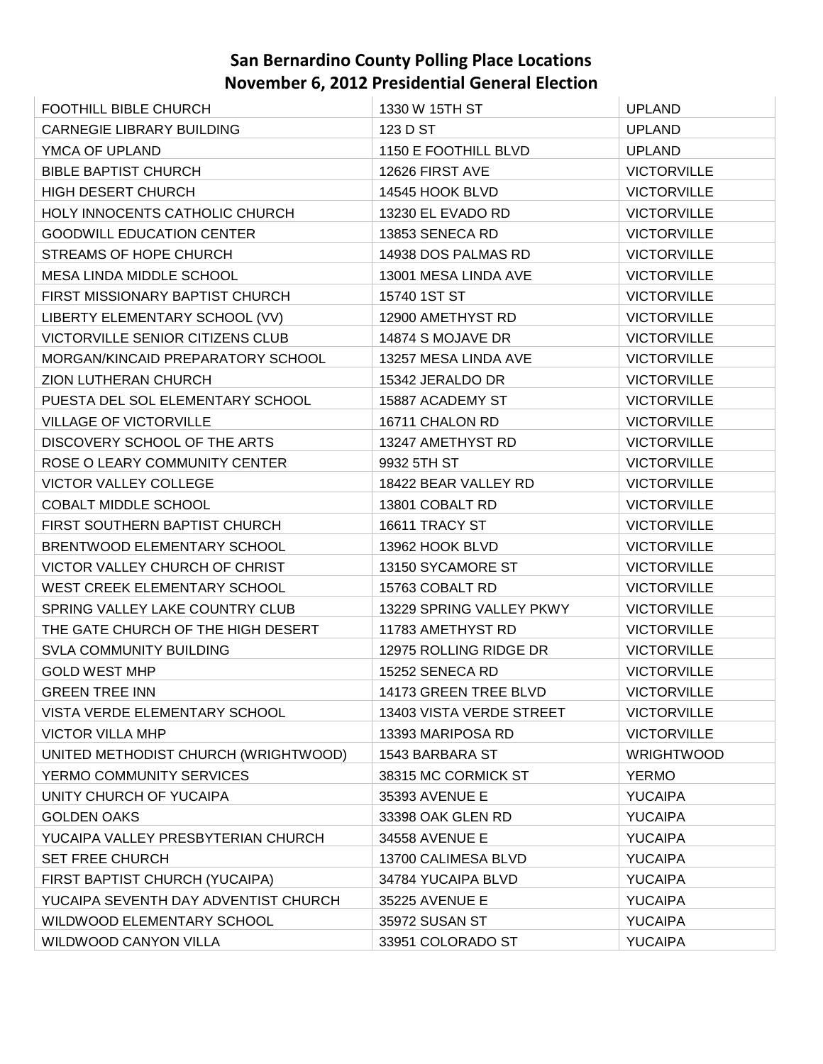# San Bernardino County Polling Place Locations
# November 6, 2012 Presidential General Election

| | | |
|---|---|---|
| FOOTHILL BIBLE CHURCH | 1330 W 15TH ST | UPLAND |
| CARNEGIE LIBRARY BUILDING | 123 D ST | UPLAND |
| YMCA OF UPLAND | 1150 E FOOTHILL BLVD | UPLAND |
| BIBLE BAPTIST CHURCH | 12626 FIRST AVE | VICTORVILLE |
| HIGH DESERT CHURCH | 14545 HOOK BLVD | VICTORVILLE |
| HOLY INNOCENTS CATHOLIC CHURCH | 13230 EL EVADO RD | VICTORVILLE |
| GOODWILL EDUCATION CENTER | 13853 SENECA RD | VICTORVILLE |
| STREAMS OF HOPE CHURCH | 14938 DOS PALMAS RD | VICTORVILLE |
| MESA LINDA MIDDLE SCHOOL | 13001 MESA LINDA AVE | VICTORVILLE |
| FIRST MISSIONARY BAPTIST CHURCH | 15740 1ST ST | VICTORVILLE |
| LIBERTY ELEMENTARY SCHOOL (VV) | 12900 AMETHYST RD | VICTORVILLE |
| VICTORVILLE SENIOR CITIZENS CLUB | 14874 S MOJAVE DR | VICTORVILLE |
| MORGAN/KINCAID PREPARATORY SCHOOL | 13257 MESA LINDA AVE | VICTORVILLE |
| ZION LUTHERAN CHURCH | 15342 JERALDO DR | VICTORVILLE |
| PUESTA DEL SOL ELEMENTARY SCHOOL | 15887 ACADEMY ST | VICTORVILLE |
| VILLAGE OF VICTORVILLE | 16711 CHALON RD | VICTORVILLE |
| DISCOVERY SCHOOL OF THE ARTS | 13247 AMETHYST RD | VICTORVILLE |
| ROSE O LEARY COMMUNITY CENTER | 9932 5TH ST | VICTORVILLE |
| VICTOR VALLEY COLLEGE | 18422 BEAR VALLEY RD | VICTORVILLE |
| COBALT MIDDLE SCHOOL | 13801 COBALT RD | VICTORVILLE |
| FIRST SOUTHERN BAPTIST CHURCH | 16611 TRACY ST | VICTORVILLE |
| BRENTWOOD ELEMENTARY SCHOOL | 13962 HOOK BLVD | VICTORVILLE |
| VICTOR VALLEY CHURCH OF CHRIST | 13150 SYCAMORE ST | VICTORVILLE |
| WEST CREEK ELEMENTARY SCHOOL | 15763 COBALT RD | VICTORVILLE |
| SPRING VALLEY LAKE COUNTRY CLUB | 13229 SPRING VALLEY PKWY | VICTORVILLE |
| THE GATE CHURCH OF THE HIGH DESERT | 11783 AMETHYST RD | VICTORVILLE |
| SVLA COMMUNITY BUILDING | 12975 ROLLING RIDGE DR | VICTORVILLE |
| GOLD WEST MHP | 15252 SENECA RD | VICTORVILLE |
| GREEN TREE INN | 14173 GREEN TREE BLVD | VICTORVILLE |
| VISTA VERDE ELEMENTARY SCHOOL | 13403 VISTA VERDE STREET | VICTORVILLE |
| VICTOR VILLA MHP | 13393 MARIPOSA RD | VICTORVILLE |
| UNITED METHODIST CHURCH (WRIGHTWOOD) | 1543 BARBARA ST | WRIGHTWOOD |
| YERMO COMMUNITY SERVICES | 38315 MC CORMICK ST | YERMO |
| UNITY CHURCH OF YUCAIPA | 35393 AVENUE E | YUCAIPA |
| GOLDEN OAKS | 33398 OAK GLEN RD | YUCAIPA |
| YUCAIPA VALLEY PRESBYTERIAN CHURCH | 34558 AVENUE E | YUCAIPA |
| SET FREE CHURCH | 13700 CALIMESA BLVD | YUCAIPA |
| FIRST BAPTIST CHURCH (YUCAIPA) | 34784 YUCAIPA BLVD | YUCAIPA |
| YUCAIPA SEVENTH DAY ADVENTIST CHURCH | 35225 AVENUE E | YUCAIPA |
| WILDWOOD ELEMENTARY SCHOOL | 35972 SUSAN ST | YUCAIPA |
| WILDWOOD CANYON VILLA | 33951 COLORADO ST | YUCAIPA |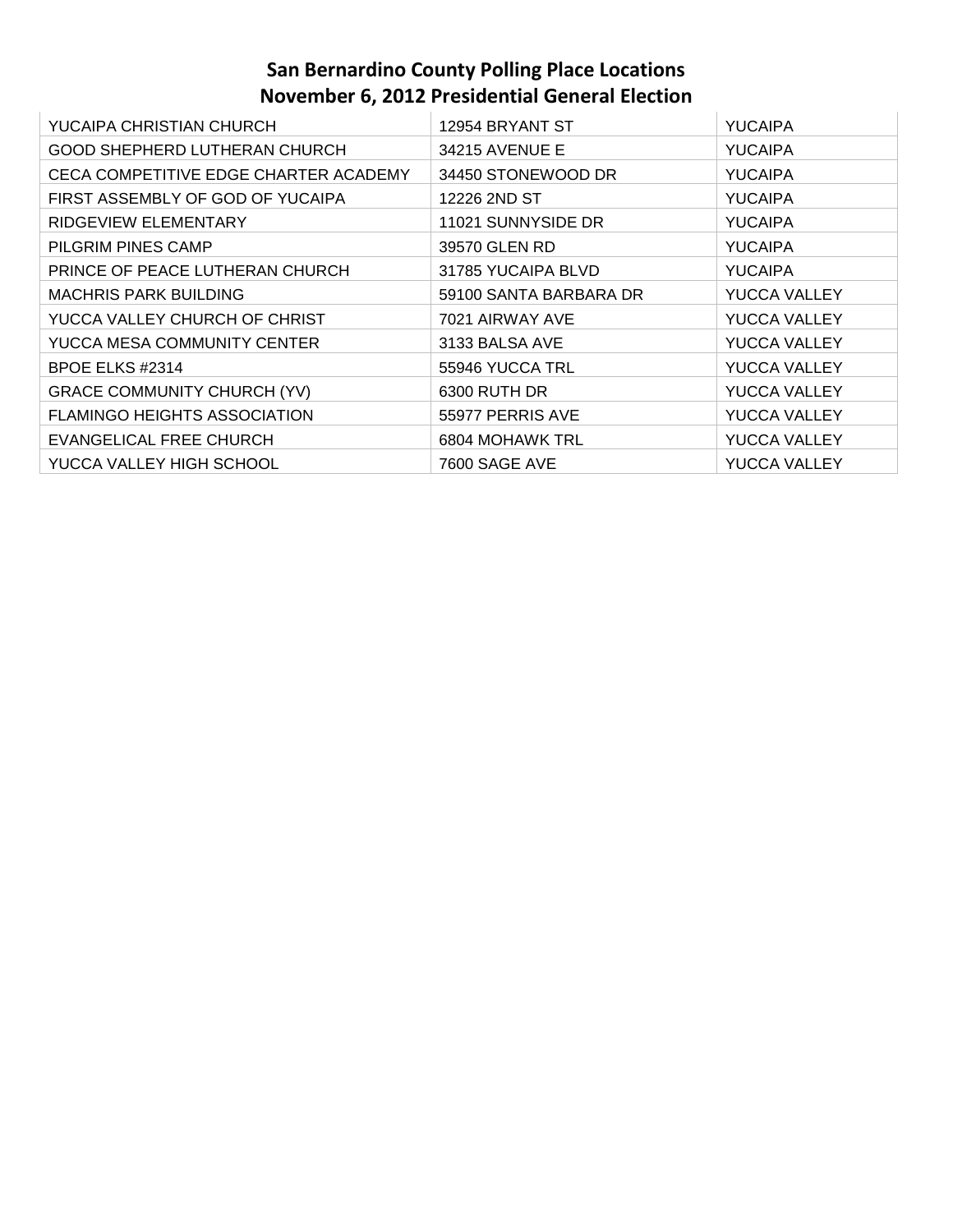# San Bernardino County Polling Place Locations
# November 6, 2012 Presidential General Election

| | | |
|---|---|---|
| YUCAIPA CHRISTIAN CHURCH | 12954 BRYANT ST | YUCAIPA |
| GOOD SHEPHERD LUTHERAN CHURCH | 34215 AVENUE E | YUCAIPA |
| CECA COMPETITIVE EDGE CHARTER ACADEMY | 34450 STONEWOOD DR | YUCAIPA |
| FIRST ASSEMBLY OF GOD OF YUCAIPA | 12226 2ND ST | YUCAIPA |
| RIDGEVIEW ELEMENTARY | 11021 SUNNYSIDE DR | YUCAIPA |
| PILGRIM PINES CAMP | 39570 GLEN RD | YUCAIPA |
| PRINCE OF PEACE LUTHERAN CHURCH | 31785 YUCAIPA BLVD | YUCAIPA |
| MACHRIS PARK BUILDING | 59100 SANTA BARBARA DR | YUCCA VALLEY |
| YUCCA VALLEY CHURCH OF CHRIST | 7021 AIRWAY AVE | YUCCA VALLEY |
| YUCCA MESA COMMUNITY CENTER | 3133 BALSA AVE | YUCCA VALLEY |
| BPOE ELKS #2314 | 55946 YUCCA TRL | YUCCA VALLEY |
| GRACE COMMUNITY CHURCH (YV) | 6300 RUTH DR | YUCCA VALLEY |
| FLAMINGO HEIGHTS ASSOCIATION | 55977 PERRIS AVE | YUCCA VALLEY |
| EVANGELICAL FREE CHURCH | 6804 MOHAWK TRL | YUCCA VALLEY |
| YUCCA VALLEY HIGH SCHOOL | 7600 SAGE AVE | YUCCA VALLEY |